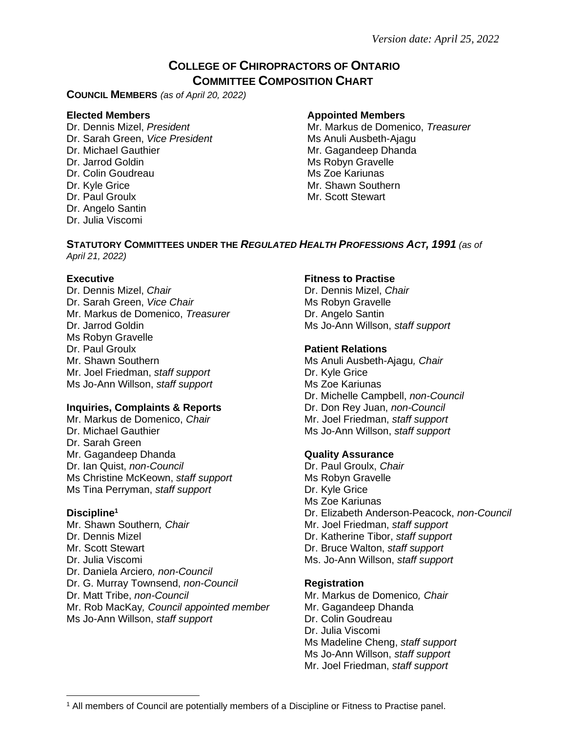*Version date: April 25, 2022*

# College of Chiropractors of Ontario Committee Composition Chart

**Council Members** *(as of April 20, 2022)*

**Elected Members**

Dr. Dennis Mizel, *President*
Dr. Sarah Green, *Vice President*
Dr. Michael Gauthier
Dr. Jarrod Goldin
Dr. Colin Goudreau
Dr. Kyle Grice
Dr. Paul Groulx
Dr. Angelo Santin
Dr. Julia Viscomi

**Appointed Members**

Mr. Markus de Domenico, *Treasurer*
Ms Anuli Ausbeth-Ajagu
Mr. Gagandeep Dhanda
Ms Robyn Gravelle
Ms Zoe Kariunas
Mr. Shawn Southern
Mr. Scott Stewart

**Statutory Committees under the *Regulated Health Professions Act, 1991*** *(as of April 21, 2022)*

**Executive**

Dr. Dennis Mizel, *Chair*
Dr. Sarah Green, *Vice Chair*
Mr. Markus de Domenico, *Treasurer*
Dr. Jarrod Goldin
Ms Robyn Gravelle
Dr. Paul Groulx
Mr. Shawn Southern
Mr. Joel Friedman, *staff support*
Ms Jo-Ann Willson, *staff support*

**Inquiries, Complaints & Reports**

Mr. Markus de Domenico, *Chair*
Dr. Michael Gauthier
Dr. Sarah Green
Mr. Gagandeep Dhanda
Dr. Ian Quist, *non-Council*
Ms Christine McKeown, *staff support*
Ms Tina Perryman, *staff support*

**Discipline[1]**

Mr. Shawn Southern*, Chair*
Dr. Dennis Mizel
Mr. Scott Stewart
Dr. Julia Viscomi
Dr. Daniela Arciero*, non-Council*
Dr. G. Murray Townsend, *non-Council*
Dr. Matt Tribe, *non-Council*
Mr. Rob MacKay*, Council appointed member*
Ms Jo-Ann Willson, *staff support*

**Fitness to Practise**

Dr. Dennis Mizel, *Chair*
Ms Robyn Gravelle
Dr. Angelo Santin
Ms Jo-Ann Willson, *staff support*

**Patient Relations**

Ms Anuli Ausbeth-Ajagu*, Chair*
Dr. Kyle Grice
Ms Zoe Kariunas
Dr. Michelle Campbell, *non-Council*
Dr. Don Rey Juan, *non-Council*
Mr. Joel Friedman, *staff support*
Ms Jo-Ann Willson, *staff support*

**Quality Assurance**

Dr. Paul Groulx, *Chair*
Ms Robyn Gravelle
Dr. Kyle Grice
Ms Zoe Kariunas
Dr. Elizabeth Anderson-Peacock, *non-Council*
Mr. Joel Friedman, *staff support*
Dr. Katherine Tibor, *staff support*
Dr. Bruce Walton, *staff support*
Ms. Jo-Ann Willson, *staff support*

**Registration**

Mr. Markus de Domenico*, Chair*
Mr. Gagandeep Dhanda
Dr. Colin Goudreau
Dr. Julia Viscomi
Ms Madeline Cheng, *staff support*
Ms Jo-Ann Willson, *staff support*
Mr. Joel Friedman, *staff support*

[1] All members of Council are potentially members of a Discipline or Fitness to Practise panel.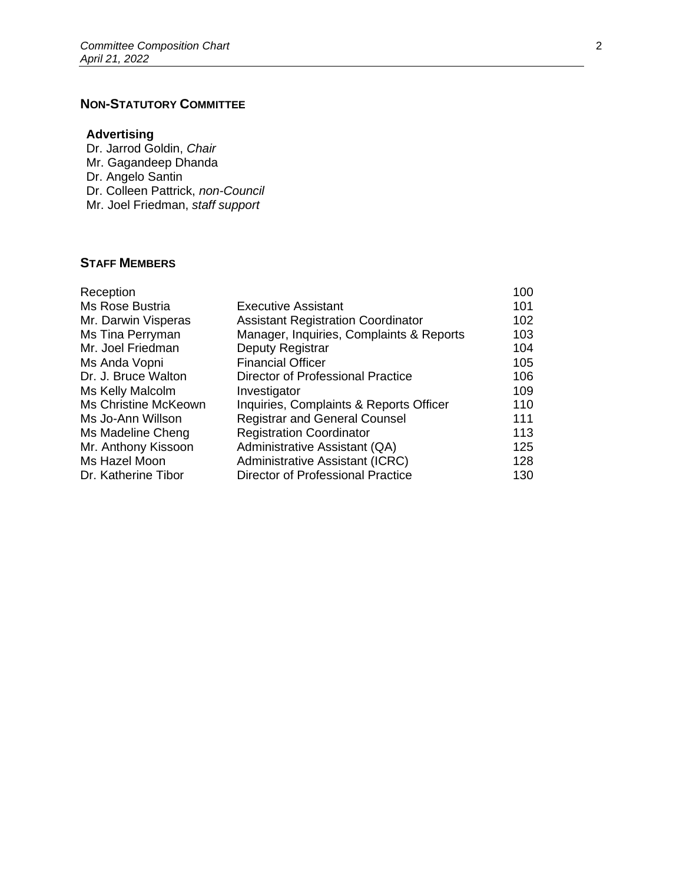## NON-STATUTORY COMMITTEE

### Advertising

Dr. Jarrod Goldin, *Chair*
Mr. Gagandeep Dhanda
Dr. Angelo Santin
Dr. Colleen Pattrick, *non-Council*
Mr. Joel Friedman, *staff support*

## STAFF MEMBERS

| | | |
|---|---|---|
| Reception | | 100 |
| Ms Rose Bustria | Executive Assistant | 101 |
| Mr. Darwin Visperas | Assistant Registration Coordinator | 102 |
| Ms Tina Perryman | Manager, Inquiries, Complaints & Reports | 103 |
| Mr. Joel Friedman | Deputy Registrar | 104 |
| Ms Anda Vopni | Financial Officer | 105 |
| Dr. J. Bruce Walton | Director of Professional Practice | 106 |
| Ms Kelly Malcolm | Investigator | 109 |
| Ms Christine McKeown | Inquiries, Complaints & Reports Officer | 110 |
| Ms Jo-Ann Willson | Registrar and General Counsel | 111 |
| Ms Madeline Cheng | Registration Coordinator | 113 |
| Mr. Anthony Kissoon | Administrative Assistant (QA) | 125 |
| Ms Hazel Moon | Administrative Assistant (ICRC) | 128 |
| Dr. Katherine Tibor | Director of Professional Practice | 130 |